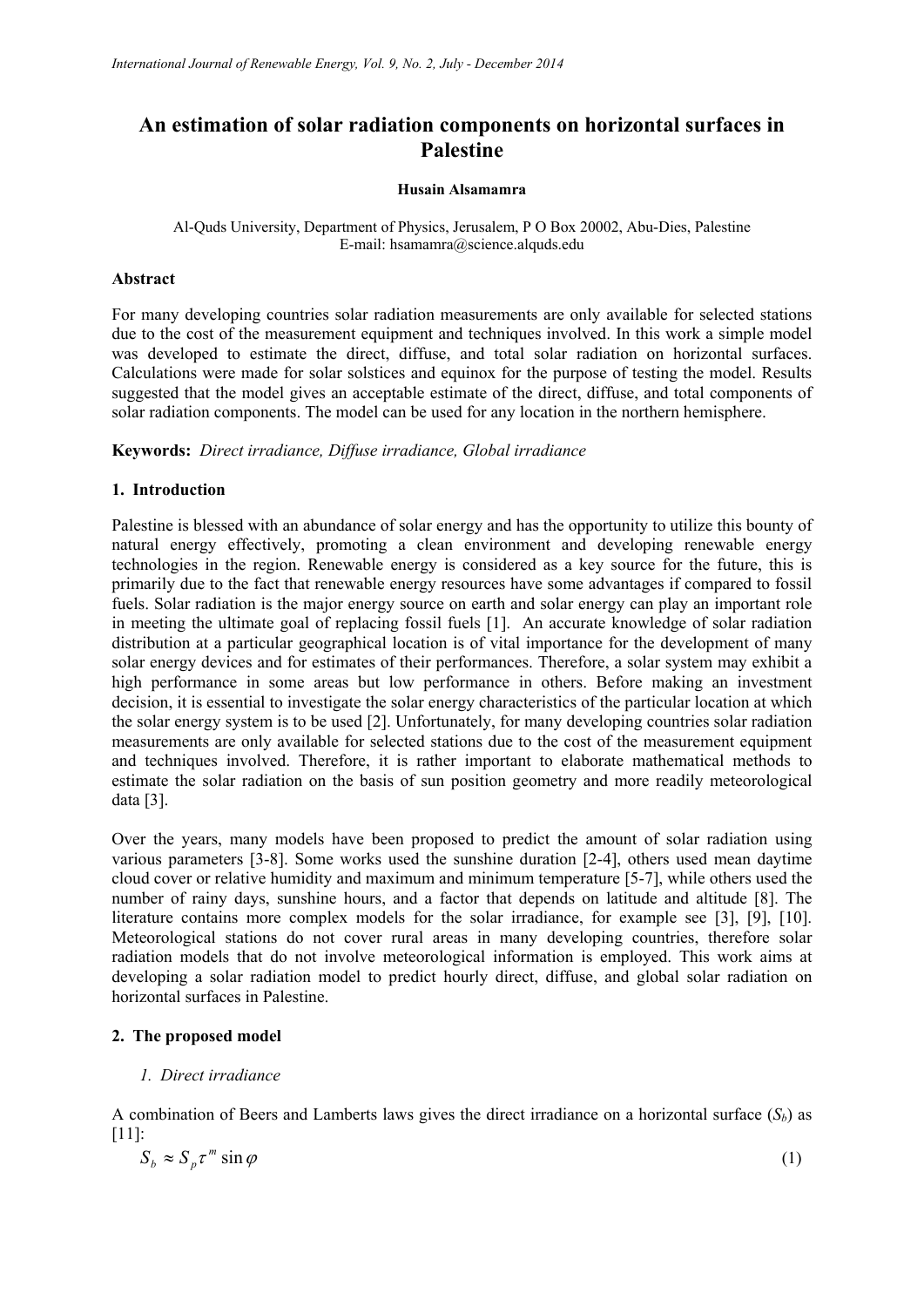# An estimation of solar radiation components on horizontal surfaces in Palestine

**Husain Alsamamra**

Al-Quds University, Department of Physics, Jerusalem, P O Box 20002, Abu-Dies, Palestine
E-mail: hsamamra@science.alquds.edu

## Abstract

For many developing countries solar radiation measurements are only available for selected stations due to the cost of the measurement equipment and techniques involved. In this work a simple model was developed to estimate the direct, diffuse, and total solar radiation on horizontal surfaces. Calculations were made for solar solstices and equinox for the purpose of testing the model. Results suggested that the model gives an acceptable estimate of the direct, diffuse, and total components of solar radiation components. The model can be used for any location in the northern hemisphere.

**Keywords:** *Direct irradiance, Diffuse irradiance, Global irradiance*

## 1. Introduction

Palestine is blessed with an abundance of solar energy and has the opportunity to utilize this bounty of natural energy effectively, promoting a clean environment and developing renewable energy technologies in the region. Renewable energy is considered as a key source for the future, this is primarily due to the fact that renewable energy resources have some advantages if compared to fossil fuels. Solar radiation is the major energy source on earth and solar energy can play an important role in meeting the ultimate goal of replacing fossil fuels [1]. An accurate knowledge of solar radiation distribution at a particular geographical location is of vital importance for the development of many solar energy devices and for estimates of their performances. Therefore, a solar system may exhibit a high performance in some areas but low performance in others. Before making an investment decision, it is essential to investigate the solar energy characteristics of the particular location at which the solar energy system is to be used [2]. Unfortunately, for many developing countries solar radiation measurements are only available for selected stations due to the cost of the measurement equipment and techniques involved. Therefore, it is rather important to elaborate mathematical methods to estimate the solar radiation on the basis of sun position geometry and more readily meteorological data [3].

Over the years, many models have been proposed to predict the amount of solar radiation using various parameters [3-8]. Some works used the sunshine duration [2-4], others used mean daytime cloud cover or relative humidity and maximum and minimum temperature [5-7], while others used the number of rainy days, sunshine hours, and a factor that depends on latitude and altitude [8]. The literature contains more complex models for the solar irradiance, for example see [3], [9], [10]. Meteorological stations do not cover rural areas in many developing countries, therefore solar radiation models that do not involve meteorological information is employed. This work aims at developing a solar radiation model to predict hourly direct, diffuse, and global solar radiation on horizontal surfaces in Palestine.

## 2. The proposed model

### *1. Direct irradiance*

A combination of Beers and Lamberts laws gives the direct irradiance on a horizontal surface ($S_b$) as [11]:

$$S_b \approx S_p \tau^m \sin\varphi \tag{1}$$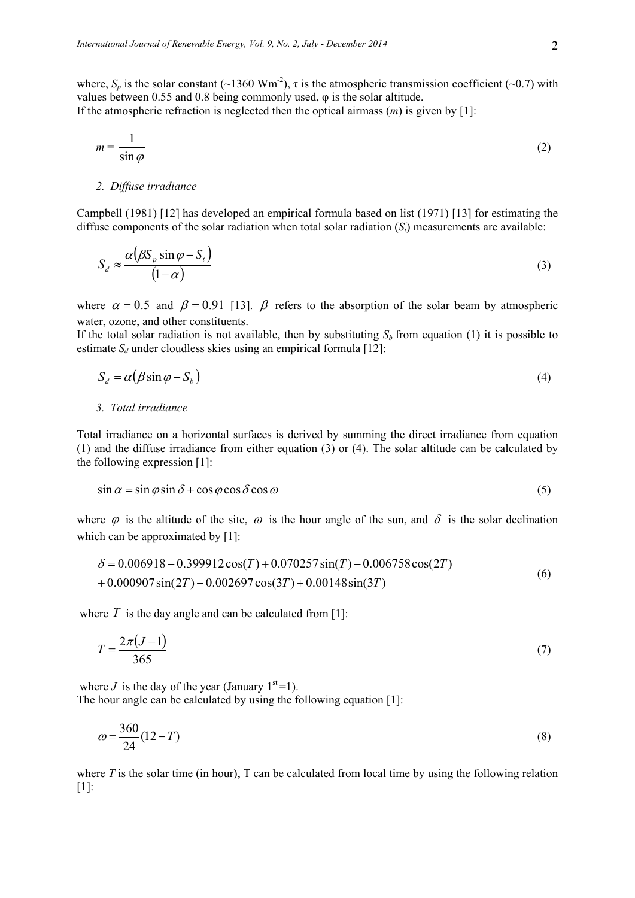where, $S_p$ is the solar constant (~1360 Wm$^{-2}$), τ is the atmospheric transmission coefficient (~0.7) with values between 0.55 and 0.8 being commonly used, φ is the solar altitude.

If the atmospheric refraction is neglected then the optical airmass ($m$) is given by [1]:

$$m = \frac{1}{\sin\varphi} \tag{2}$$

*2. Diffuse irradiance*

Campbell (1981) [12] has developed an empirical formula based on list (1971) [13] for estimating the diffuse components of the solar radiation when total solar radiation ($S_t$) measurements are available:

$$S_d \approx \frac{\alpha\left(\beta S_p \sin\varphi - S_t\right)}{\left(1-\alpha\right)} \tag{3}$$

where $\alpha = 0.5$ and $\beta = 0.91$ [13]. $\beta$ refers to the absorption of the solar beam by atmospheric water, ozone, and other constituents.

If the total solar radiation is not available, then by substituting $S_b$ from equation (1) it is possible to estimate $S_d$ under cloudless skies using an empirical formula [12]:

$$S_d = \alpha\left(\beta \sin\varphi - S_b\right) \tag{4}$$

*3. Total irradiance*

Total irradiance on a horizontal surfaces is derived by summing the direct irradiance from equation (1) and the diffuse irradiance from either equation (3) or (4). The solar altitude can be calculated by the following expression [1]:

$$\sin\alpha = \sin\varphi \sin\delta + \cos\varphi \cos\delta \cos\omega \tag{5}$$

where $\varphi$ is the altitude of the site, $\omega$ is the hour angle of the sun, and $\delta$ is the solar declination which can be approximated by [1]:

$$\begin{aligned}\delta &= 0.006918 - 0.399912\cos(T) + 0.070257\sin(T) - 0.006758\cos(2T) \\ &+ 0.000907\sin(2T) - 0.002697\cos(3T) + 0.00148\sin(3T)\end{aligned} \tag{6}$$

where $T$ is the day angle and can be calculated from [1]:

$$T = \frac{2\pi\left(J-1\right)}{365} \tag{7}$$

where $J$ is the day of the year (January 1$^{st}$=1).

The hour angle can be calculated by using the following equation [1]:

$$\omega = \frac{360}{24}(12-T) \tag{8}$$

where $T$ is the solar time (in hour), T can be calculated from local time by using the following relation [1]: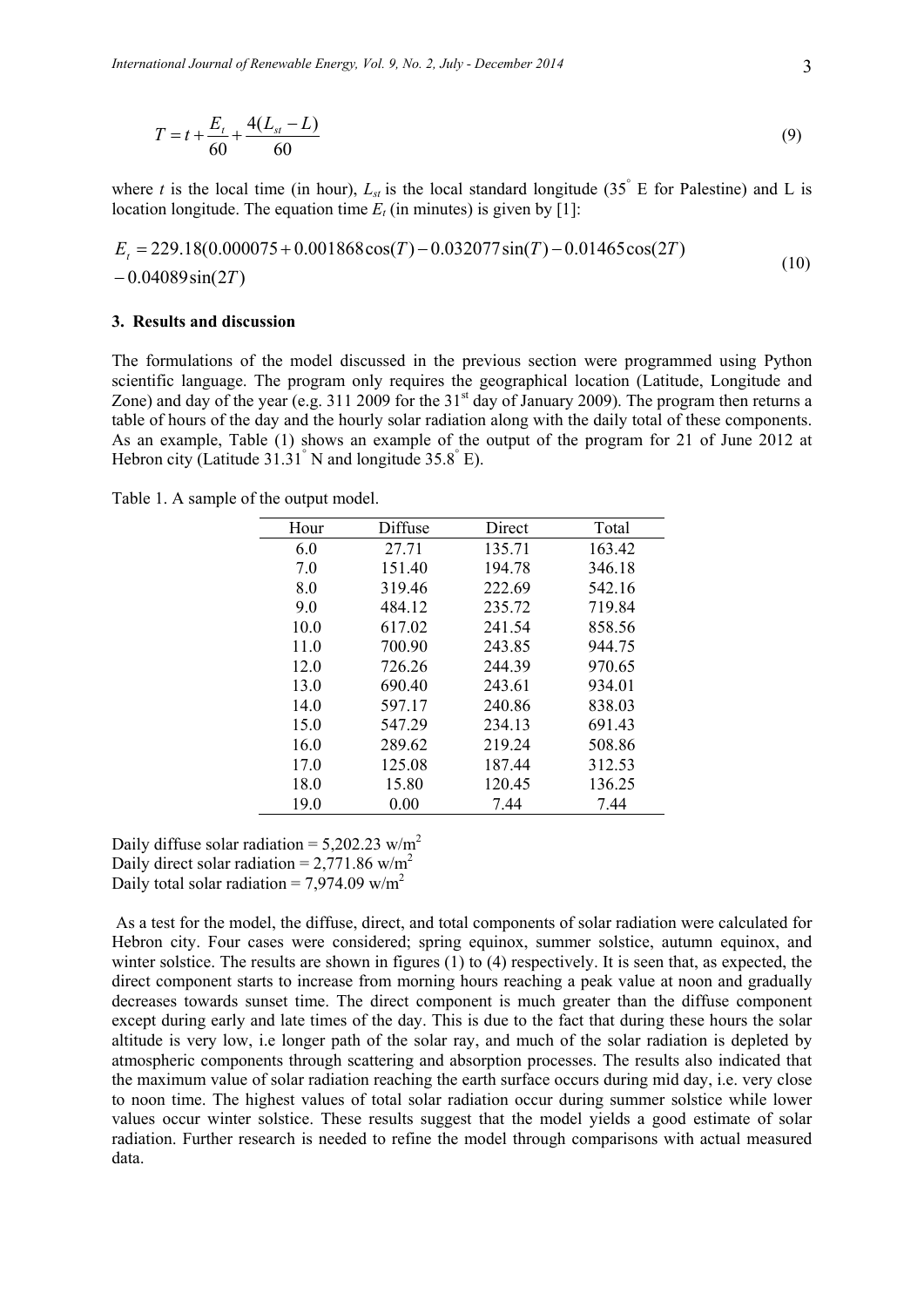$$T = t + \frac{E_t}{60} + \frac{4(L_{st} - L)}{60} \tag{9}$$

where $t$ is the local time (in hour), $L_{st}$ is the local standard longitude (35° E for Palestine) and L is location longitude. The equation time $E_t$ (in minutes) is given by [1]:

$$E_t = 229.18(0.000075 + 0.001868\cos(T) - 0.032077\sin(T) - 0.01465\cos(2T) - 0.04089\sin(2T) \tag{10}$$

## 3. Results and discussion

The formulations of the model discussed in the previous section were programmed using Python scientific language. The program only requires the geographical location (Latitude, Longitude and Zone) and day of the year (e.g. 311 2009 for the 31[st] day of January 2009). The program then returns a table of hours of the day and the hourly solar radiation along with the daily total of these components. As an example, Table (1) shows an example of the output of the program for 21 of June 2012 at Hebron city (Latitude 31.31° N and longitude 35.8° E).

Table 1. A sample of the output model.

| Hour | Diffuse | Direct | Total |
|---|---|---|---|
| 6.0 | 27.71 | 135.71 | 163.42 |
| 7.0 | 151.40 | 194.78 | 346.18 |
| 8.0 | 319.46 | 222.69 | 542.16 |
| 9.0 | 484.12 | 235.72 | 719.84 |
| 10.0 | 617.02 | 241.54 | 858.56 |
| 11.0 | 700.90 | 243.85 | 944.75 |
| 12.0 | 726.26 | 244.39 | 970.65 |
| 13.0 | 690.40 | 243.61 | 934.01 |
| 14.0 | 597.17 | 240.86 | 838.03 |
| 15.0 | 547.29 | 234.13 | 691.43 |
| 16.0 | 289.62 | 219.24 | 508.86 |
| 17.0 | 125.08 | 187.44 | 312.53 |
| 18.0 | 15.80 | 120.45 | 136.25 |
| 19.0 | 0.00 | 7.44 | 7.44 |

Daily diffuse solar radiation = 5,202.23 w/m$^2$
Daily direct solar radiation = 2,771.86 w/m$^2$
Daily total solar radiation = 7,974.09 w/m$^2$

As a test for the model, the diffuse, direct, and total components of solar radiation were calculated for Hebron city. Four cases were considered; spring equinox, summer solstice, autumn equinox, and winter solstice. The results are shown in figures (1) to (4) respectively. It is seen that, as expected, the direct component starts to increase from morning hours reaching a peak value at noon and gradually decreases towards sunset time. The direct component is much greater than the diffuse component except during early and late times of the day. This is due to the fact that during these hours the solar altitude is very low, i.e longer path of the solar ray, and much of the solar radiation is depleted by atmospheric components through scattering and absorption processes. The results also indicated that the maximum value of solar radiation reaching the earth surface occurs during mid day, i.e. very close to noon time. The highest values of total solar radiation occur during summer solstice while lower values occur winter solstice. These results suggest that the model yields a good estimate of solar radiation. Further research is needed to refine the model through comparisons with actual measured data.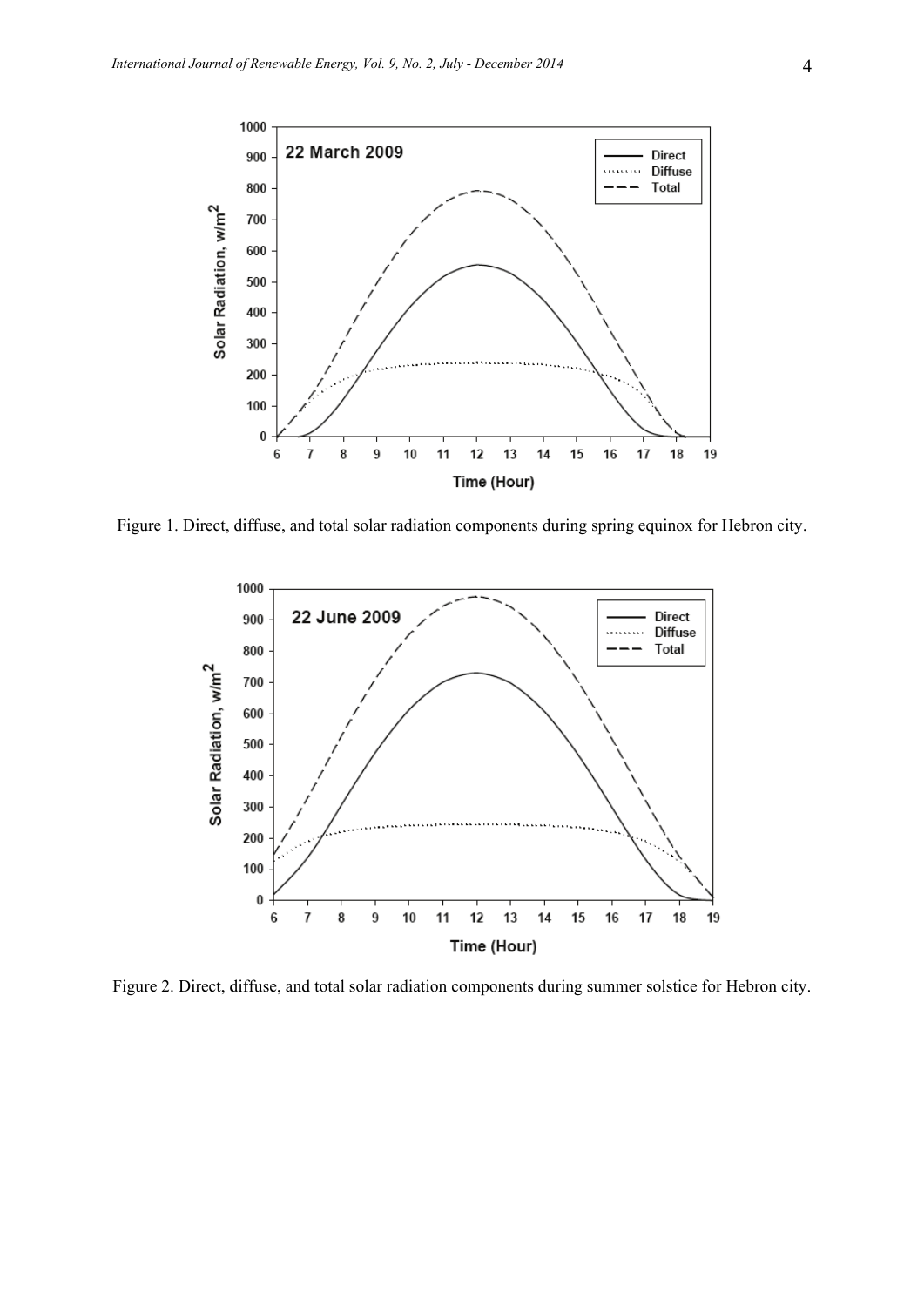Figure 1. Direct, diffuse, and total solar radiation components during spring equinox for Hebron city.

Figure 2. Direct, diffuse, and total solar radiation components during summer solstice for Hebron city.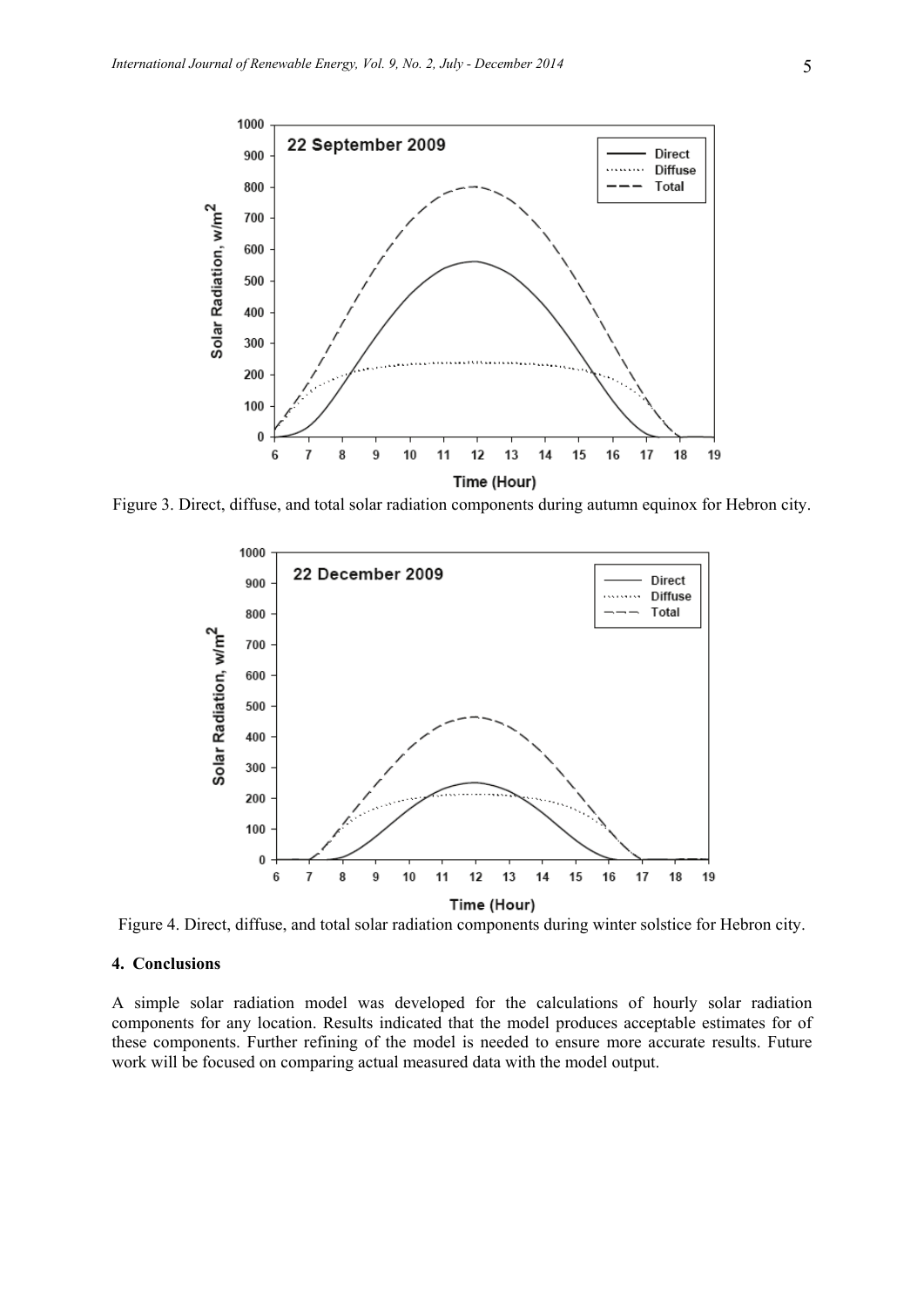Figure 3. Direct, diffuse, and total solar radiation components during autumn equinox for Hebron city.

Figure 4. Direct, diffuse, and total solar radiation components during winter solstice for Hebron city.

## 4. Conclusions

A simple solar radiation model was developed for the calculations of hourly solar radiation components for any location. Results indicated that the model produces acceptable estimates for of these components. Further refining of the model is needed to ensure more accurate results. Future work will be focused on comparing actual measured data with the model output.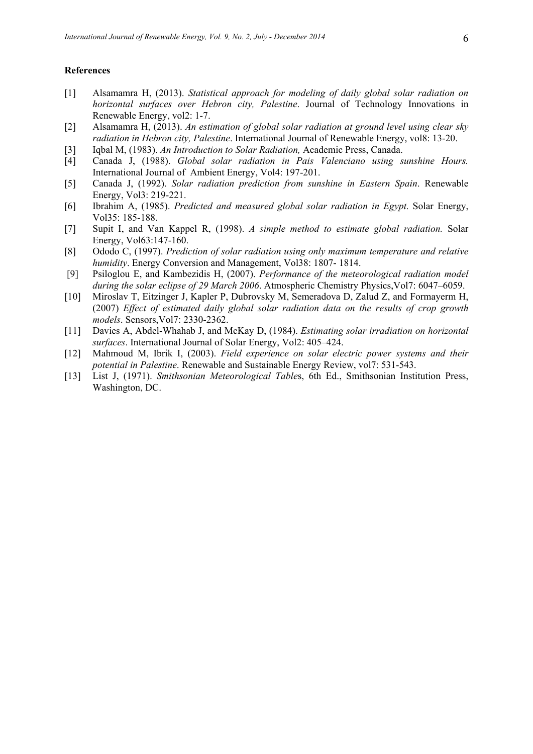**References**

[1] Alsamamra H, (2013). *Statistical approach for modeling of daily global solar radiation on horizontal surfaces over Hebron city, Palestine*. Journal of Technology Innovations in Renewable Energy, vol2: 1-7.

[2] Alsamamra H, (2013). *An estimation of global solar radiation at ground level using clear sky radiation in Hebron city, Palestine*. International Journal of Renewable Energy, vol8: 13-20.

[3] Iqbal M, (1983). *An Introduction to Solar Radiation,* Academic Press, Canada.

[4] Canada J, (1988). *Global solar radiation in Pais Valenciano using sunshine Hours.* International Journal of Ambient Energy, Vol4: 197-201.

[5] Canada J, (1992). *Solar radiation prediction from sunshine in Eastern Spain*. Renewable Energy, Vol3: 219-221.

[6] Ibrahim A, (1985). *Predicted and measured global solar radiation in Egypt*. Solar Energy, Vol35: 185-188.

[7] Supit I, and Van Kappel R, (1998). *A simple method to estimate global radiation.* Solar Energy, Vol63:147-160.

[8] Ododo C, (1997). *Prediction of solar radiation using only maximum temperature and relative humidity*. Energy Conversion and Management, Vol38: 1807- 1814.

[9] Psiloglou E, and Kambezidis H, (2007). *Performance of the meteorological radiation model during the solar eclipse of 29 March 2006*. Atmospheric Chemistry Physics,Vol7: 6047–6059.

[10] Miroslav T, Eitzinger J, Kapler P, Dubrovsky M, Semeradova D, Zalud Z, and Formayerm H, (2007) *Effect of estimated daily global solar radiation data on the results of crop growth models*. Sensors,Vol7: 2330-2362.

[11] Davies A, Abdel-Whahab J, and McKay D, (1984). *Estimating solar irradiation on horizontal surfaces*. International Journal of Solar Energy, Vol2: 405–424.

[12] Mahmoud M, Ibrik I, (2003). *Field experience on solar electric power systems and their potential in Palestine*. Renewable and Sustainable Energy Review, vol7: 531-543.

[13] List J, (1971). *Smithsonian Meteorological Table*s, 6th Ed., Smithsonian Institution Press, Washington, DC.